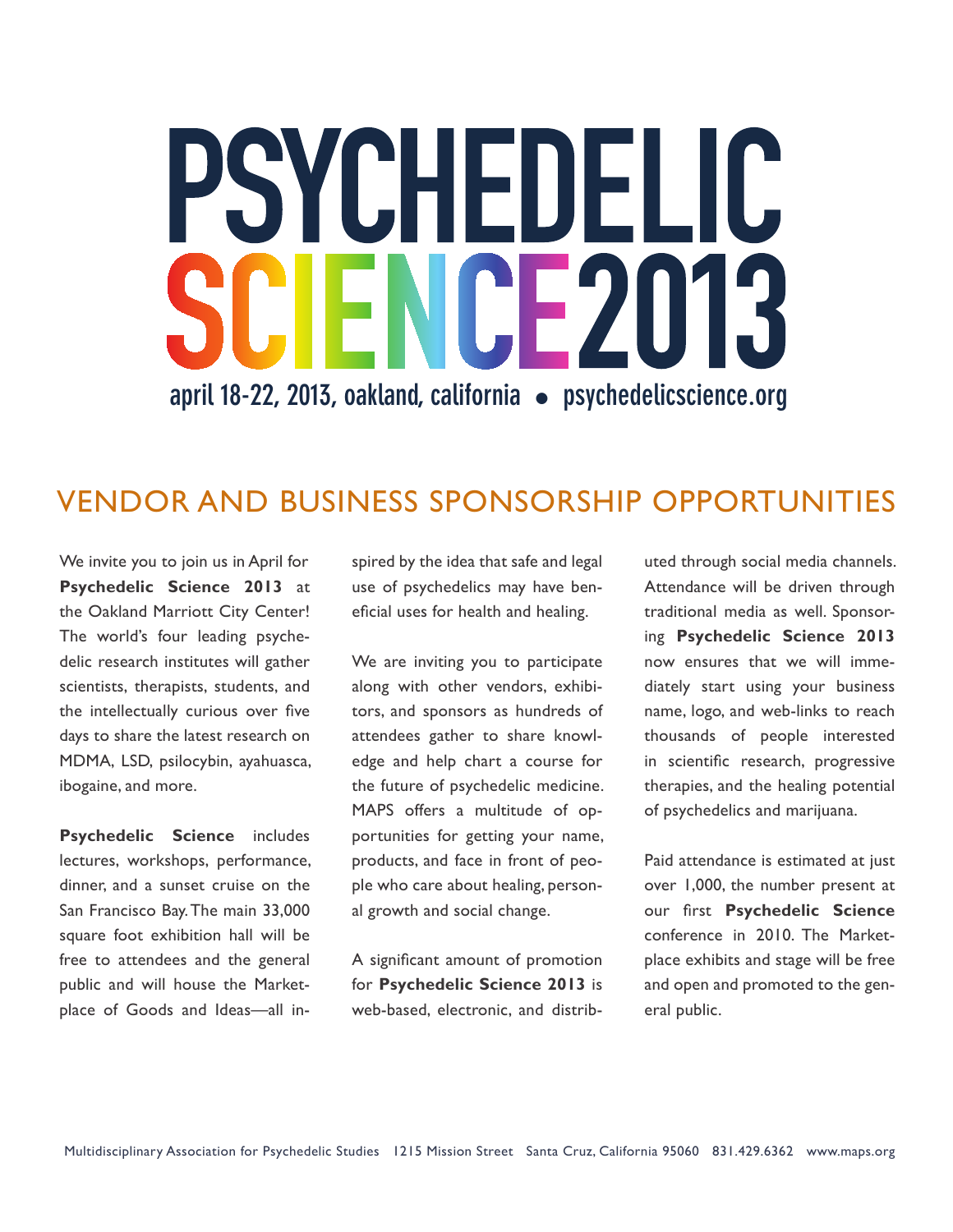# PSYCHEDELIC SCIENCE 2013

april 18-22, 2013, oakland, california • psychedelicscience.org

## VENDOR AND BUSINESS SPONSORSHIP OPPORTUNITIES

We invite you to join us in April for **Psychedelic Science 2013** at the Oakland Marriott City Center! The world's four leading psychedelic research institutes will gather scientists, therapists, students, and the intellectually curious over five days to share the latest research on MDMA, LSD, psilocybin, ayahuasca, ibogaine, and more.

**Psychedelic Science** includes lectures, workshops, performance, dinner, and a sunset cruise on the San Francisco Bay. The main 33,000 square foot exhibition hall will be free to attendees and the general public and will house the Marketplace of Goods and Ideas—all inspired by the idea that safe and legal use of psychedelics may have beneficial uses for health and healing.

We are inviting you to participate along with other vendors, exhibitors, and sponsors as hundreds of attendees gather to share knowledge and help chart a course for the future of psychedelic medicine. MAPS offers a multitude of opportunities for getting your name, products, and face in front of people who care about healing, personal growth and social change.

A significant amount of promotion for **Psychedelic Science 2013** is web-based, electronic, and distributed through social media channels. Attendance will be driven through traditional media as well. Sponsoring **Psychedelic Science 2013** now ensures that we will immediately start using your business name, logo, and web-links to reach thousands of people interested in scientific research, progressive therapies, and the healing potential of psychedelics and marijuana.

Paid attendance is estimated at just over 1,000, the number present at our first **Psychedelic Science** conference in 2010. The Marketplace exhibits and stage will be free and open and promoted to the general public.

Multidisciplinary Association for Psychedelic Studies 1215 Mission Street Santa Cruz, California 95060 831.429.6362 www.maps.org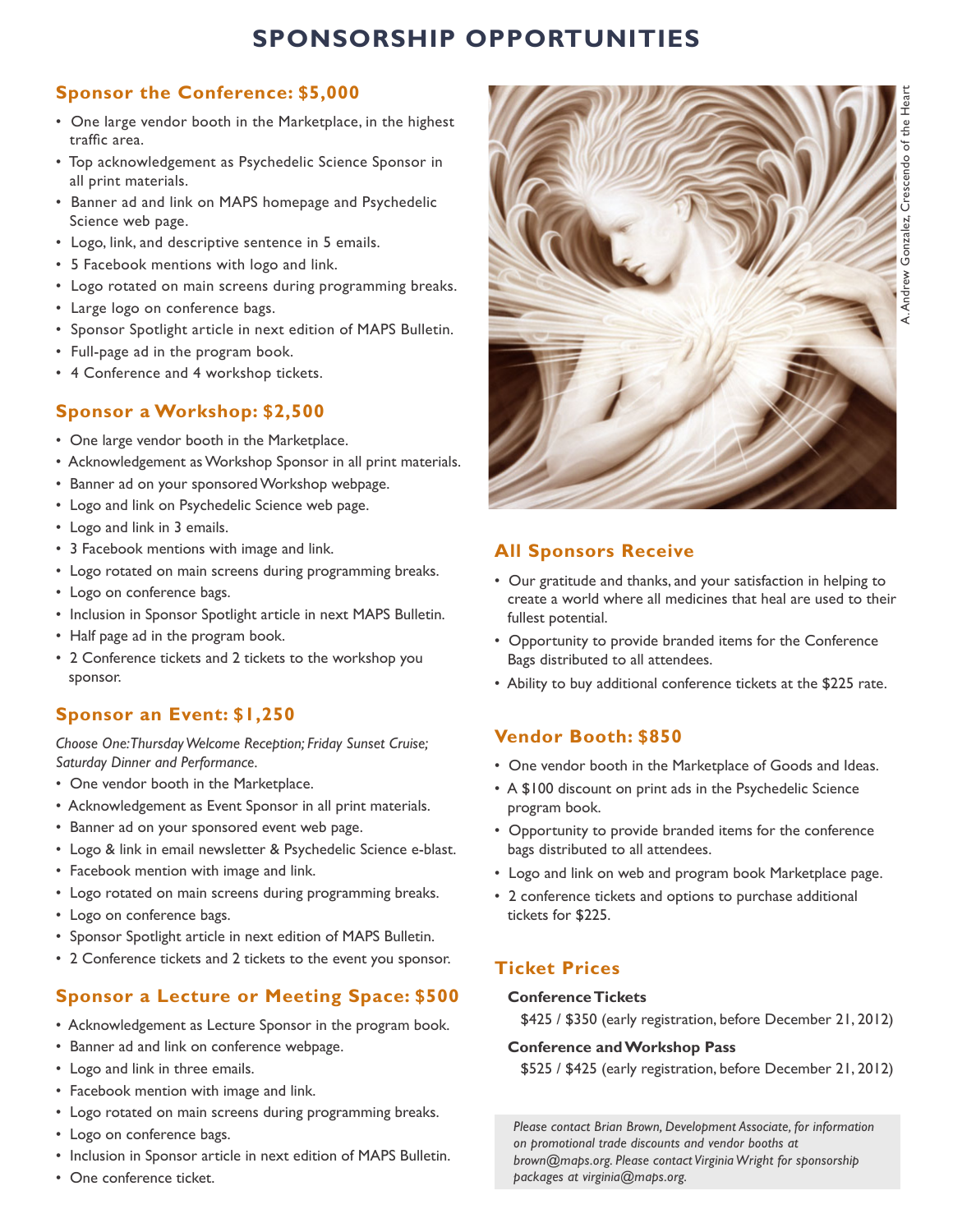# SPONSORSHIP OPPORTUNITIES

## Sponsor the Conference: $5,000

- One large vendor booth in the Marketplace, in the highest traffic area.
- Top acknowledgement as Psychedelic Science Sponsor in all print materials.
- Banner ad and link on MAPS homepage and Psychedelic Science web page.
- Logo, link, and descriptive sentence in 5 emails.
- 5 Facebook mentions with logo and link.
- Logo rotated on main screens during programming breaks.
- Large logo on conference bags.
- Sponsor Spotlight article in next edition of MAPS Bulletin.
- Full-page ad in the program book.
- 4 Conference and 4 workshop tickets.

## Sponsor a Workshop: $2,500

- One large vendor booth in the Marketplace.
- Acknowledgement as Workshop Sponsor in all print materials.
- Banner ad on your sponsored Workshop webpage.
- Logo and link on Psychedelic Science web page.
- Logo and link in 3 emails.
- 3 Facebook mentions with image and link.
- Logo rotated on main screens during programming breaks.
- Logo on conference bags.
- Inclusion in Sponsor Spotlight article in next MAPS Bulletin.
- Half page ad in the program book.
- 2 Conference tickets and 2 tickets to the workshop you sponsor.

## Sponsor an Event: $1,250

*Choose One: Thursday Welcome Reception; Friday Sunset Cruise; Saturday Dinner and Performance.*

- One vendor booth in the Marketplace.
- Acknowledgement as Event Sponsor in all print materials.
- Banner ad on your sponsored event web page.
- Logo & link in email newsletter & Psychedelic Science e-blast.
- Facebook mention with image and link.
- Logo rotated on main screens during programming breaks.
- Logo on conference bags.
- Sponsor Spotlight article in next edition of MAPS Bulletin.
- 2 Conference tickets and 2 tickets to the event you sponsor.

## Sponsor a Lecture or Meeting Space: $500

- Acknowledgement as Lecture Sponsor in the program book.
- Banner ad and link on conference webpage.
- Logo and link in three emails.
- Facebook mention with image and link.
- Logo rotated on main screens during programming breaks.
- Logo on conference bags.
- Inclusion in Sponsor article in next edition of MAPS Bulletin.
- One conference ticket.

A. Andrew Gonzalez, Crescendo of the Heart

## All Sponsors Receive

- Our gratitude and thanks, and your satisfaction in helping to create a world where all medicines that heal are used to their fullest potential.
- Opportunity to provide branded items for the Conference Bags distributed to all attendees.
- Ability to buy additional conference tickets at the $225 rate.

## Vendor Booth: $850

- One vendor booth in the Marketplace of Goods and Ideas.
- A $100 discount on print ads in the Psychedelic Science program book.
- Opportunity to provide branded items for the conference bags distributed to all attendees.
- Logo and link on web and program book Marketplace page.
- 2 conference tickets and options to purchase additional tickets for $225.

## Ticket Prices

**Conference Tickets**

$425 / $350 (early registration, before December 21, 2012)

**Conference and Workshop Pass**

$525 / $425 (early registration, before December 21, 2012)

*Please contact Brian Brown, Development Associate, for information on promotional trade discounts and vendor booths at brown@maps.org. Please contact Virginia Wright for sponsorship packages at virginia@maps.org.*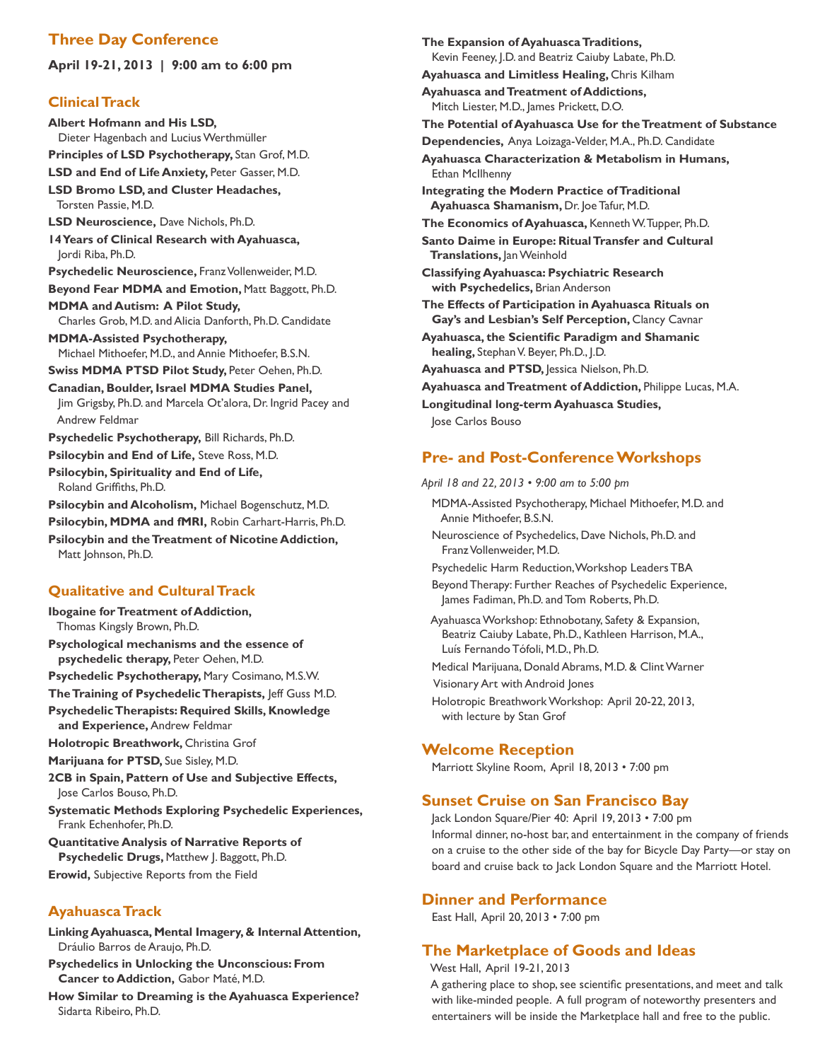## Three Day Conference

**April 19-21, 2013 | 9:00 am to 6:00 pm**

### Clinical Track

**Albert Hofmann and His LSD,** Dieter Hagenbach and Lucius Werthmüller

**Principles of LSD Psychotherapy,** Stan Grof, M.D.

**LSD and End of Life Anxiety,** Peter Gasser, M.D.

**LSD Bromo LSD, and Cluster Headaches,** Torsten Passie, M.D.

**LSD Neuroscience,** Dave Nichols, Ph.D.

**14 Years of Clinical Research with Ayahuasca,** Jordi Riba, Ph.D.

**Psychedelic Neuroscience,** Franz Vollenweider, M.D.

**Beyond Fear MDMA and Emotion,** Matt Baggott, Ph.D.

**MDMA and Autism: A Pilot Study,** Charles Grob, M.D. and Alicia Danforth, Ph.D. Candidate

**MDMA-Assisted Psychotherapy,** Michael Mithoefer, M.D., and Annie Mithoefer, B.S.N.

**Swiss MDMA PTSD Pilot Study,** Peter Oehen, Ph.D.

**Canadian, Boulder, Israel MDMA Studies Panel,** Jim Grigsby, Ph.D. and Marcela Ot'alora, Dr. Ingrid Pacey and Andrew Feldmar

**Psychedelic Psychotherapy,** Bill Richards, Ph.D.

**Psilocybin and End of Life,** Steve Ross, M.D.

**Psilocybin, Spirituality and End of Life,** Roland Griffiths, Ph.D.

**Psilocybin and Alcoholism,** Michael Bogenschutz, M.D.

**Psilocybin, MDMA and fMRI,** Robin Carhart-Harris, Ph.D.

**Psilocybin and the Treatment of Nicotine Addiction,** Matt Johnson, Ph.D.

### Qualitative and Cultural Track

**Ibogaine for Treatment of Addiction,** Thomas Kingsly Brown, Ph.D.

**Psychological mechanisms and the essence of psychedelic therapy,** Peter Oehen, M.D.

**Psychedelic Psychotherapy,** Mary Cosimano, M.S.W.

**The Training of Psychedelic Therapists,** Jeff Guss M.D.

**Psychedelic Therapists: Required Skills, Knowledge and Experience,** Andrew Feldmar

**Holotropic Breathwork,** Christina Grof

**Marijuana for PTSD,** Sue Sisley, M.D.

**2CB in Spain, Pattern of Use and Subjective Effects,** Jose Carlos Bouso, Ph.D.

**Systematic Methods Exploring Psychedelic Experiences,** Frank Echenhofer, Ph.D.

**Quantitative Analysis of Narrative Reports of Psychedelic Drugs,** Matthew J. Baggott, Ph.D.

**Erowid,** Subjective Reports from the Field

### Ayahuasca Track

**Linking Ayahuasca, Mental Imagery, & Internal Attention,** Dráulio Barros de Araujo, Ph.D.

**Psychedelics in Unlocking the Unconscious: From Cancer to Addiction,** Gabor Maté, M.D.

**How Similar to Dreaming is the Ayahuasca Experience?** Sidarta Ribeiro, Ph.D.

**The Expansion of Ayahuasca Traditions,** Kevin Feeney, J.D. and Beatriz Caiuby Labate, Ph.D.

**Ayahuasca and Limitless Healing,** Chris Kilham

**Ayahuasca and Treatment of Addictions,** Mitch Liester, M.D., James Prickett, D.O.

**The Potential of Ayahuasca Use for the Treatment of Substance Dependencies,** Anya Loizaga-Velder, M.A., Ph.D. Candidate

**Ayahuasca Characterization & Metabolism in Humans,** Ethan McIlhenny

**Integrating the Modern Practice of Traditional Ayahuasca Shamanism,** Dr. Joe Tafur, M.D.

**The Economics of Ayahuasca,** Kenneth W. Tupper, Ph.D.

**Santo Daime in Europe: Ritual Transfer and Cultural Translations,** Jan Weinhold

**Classifying Ayahuasca: Psychiatric Research with Psychedelics,** Brian Anderson

**The Effects of Participation in Ayahuasca Rituals on Gay's and Lesbian's Self Perception,** Clancy Cavnar

**Ayahuasca, the Scientific Paradigm and Shamanic healing,** Stephan V. Beyer, Ph.D., J.D.

**Ayahuasca and PTSD,** Jessica Nielson, Ph.D.

**Ayahuasca and Treatment of Addiction,** Philippe Lucas, M.A.

**Longitudinal long-term Ayahuasca Studies,** Jose Carlos Bouso

## Pre- and Post-Conference Workshops

*April 18 and 22, 2013 • 9:00 am to 5:00 pm*

MDMA-Assisted Psychotherapy, Michael Mithoefer, M.D. and Annie Mithoefer, B.S.N.

Neuroscience of Psychedelics, Dave Nichols, Ph.D. and Franz Vollenweider, M.D.

Psychedelic Harm Reduction, Workshop Leaders TBA

Beyond Therapy: Further Reaches of Psychedelic Experience, James Fadiman, Ph.D. and Tom Roberts, Ph.D.

Ayahuasca Workshop: Ethnobotany, Safety & Expansion, Beatriz Caiuby Labate, Ph.D., Kathleen Harrison, M.A., Luís Fernando Tófoli, M.D., Ph.D.

Medical Marijuana, Donald Abrams, M.D. & Clint Warner

Visionary Art with Android Jones

Holotropic Breathwork Workshop: April 20-22, 2013, with lecture by Stan Grof

## Welcome Reception

Marriott Skyline Room, April 18, 2013 • 7:00 pm

## Sunset Cruise on San Francisco Bay

Jack London Square/Pier 40: April 19, 2013 • 7:00 pm

Informal dinner, no-host bar, and entertainment in the company of friends on a cruise to the other side of the bay for Bicycle Day Party—or stay on board and cruise back to Jack London Square and the Marriott Hotel.

## Dinner and Performance

East Hall, April 20, 2013 • 7:00 pm

## The Marketplace of Goods and Ideas

West Hall, April 19-21, 2013

A gathering place to shop, see scientific presentations, and meet and talk with like-minded people. A full program of noteworthy presenters and entertainers will be inside the Marketplace hall and free to the public.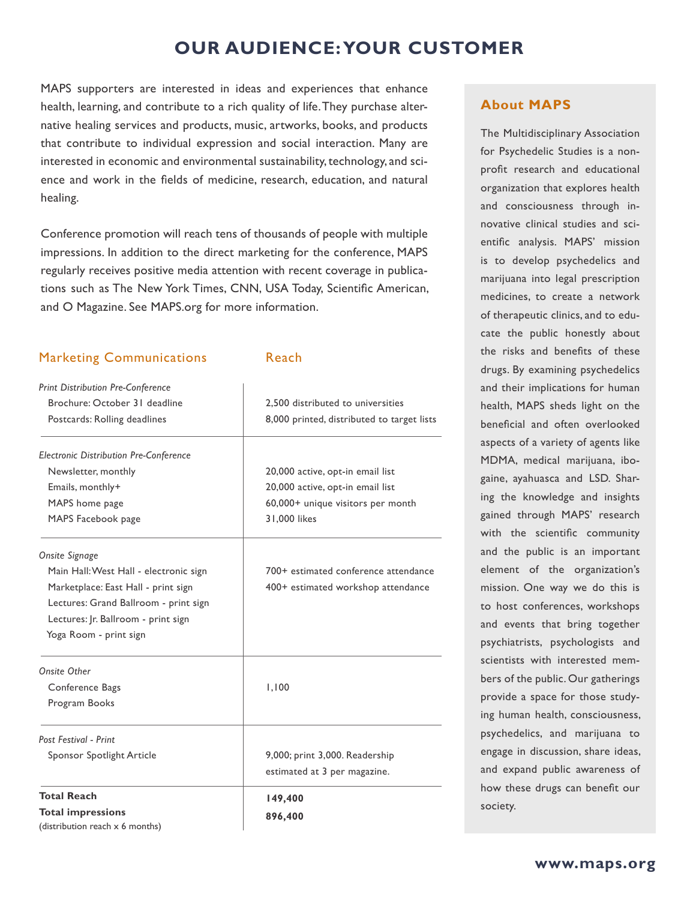# OUR AUDIENCE: YOUR CUSTOMER

MAPS supporters are interested in ideas and experiences that enhance health, learning, and contribute to a rich quality of life. They purchase alternative healing services and products, music, artworks, books, and products that contribute to individual expression and social interaction. Many are interested in economic and environmental sustainability, technology, and science and work in the fields of medicine, research, education, and natural healing.

Conference promotion will reach tens of thousands of people with multiple impressions. In addition to the direct marketing for the conference, MAPS regularly receives positive media attention with recent coverage in publications such as The New York Times, CNN, USA Today, Scientific American, and O Magazine. See MAPS.org for more information.

| Marketing Communications | Reach |
|---|---|
| *Print Distribution Pre-Conference* | |
| Brochure: October 31 deadline | 2,500 distributed to universities |
| Postcards: Rolling deadlines | 8,000 printed, distributed to target lists |
| *Electronic Distribution Pre-Conference* | |
| Newsletter, monthly | 20,000 active, opt-in email list |
| Emails, monthly+ | 20,000 active, opt-in email list |
| MAPS home page | 60,000+ unique visitors per month |
| MAPS Facebook page | 31,000 likes |
| *Onsite Signage* | |
| Main Hall: West Hall - electronic sign | 700+ estimated conference attendance |
| Marketplace: East Hall - print sign | 400+ estimated workshop attendance |
| Lectures: Grand Ballroom - print sign | |
| Lectures: Jr. Ballroom - print sign | |
| Yoga Room - print sign | |
| *Onsite Other* | |
| Conference Bags | 1,100 |
| Program Books | |
| *Post Festival - Print* | |
| Sponsor Spotlight Article | 9,000; print 3,000. Readership estimated at 3 per magazine. |
| **Total Reach** | **149,400** |
| **Total impressions** (distribution reach x 6 months) | **896,400** |

## About MAPS

The Multidisciplinary Association for Psychedelic Studies is a non-profit research and educational organization that explores health and consciousness through innovative clinical studies and scientific analysis. MAPS' mission is to develop psychedelics and marijuana into legal prescription medicines, to create a network of therapeutic clinics, and to educate the public honestly about the risks and benefits of these drugs. By examining psychedelics and their implications for human health, MAPS sheds light on the beneficial and often overlooked aspects of a variety of agents like MDMA, medical marijuana, ibogaine, ayahuasca and LSD. Sharing the knowledge and insights gained through MAPS' research with the scientific community and the public is an important element of the organization's mission. One way we do this is to host conferences, workshops and events that bring together psychiatrists, psychologists and scientists with interested members of the public. Our gatherings provide a space for those studying human health, consciousness, psychedelics, and marijuana to engage in discussion, share ideas, and expand public awareness of how these drugs can benefit our society.

**www.maps.org**